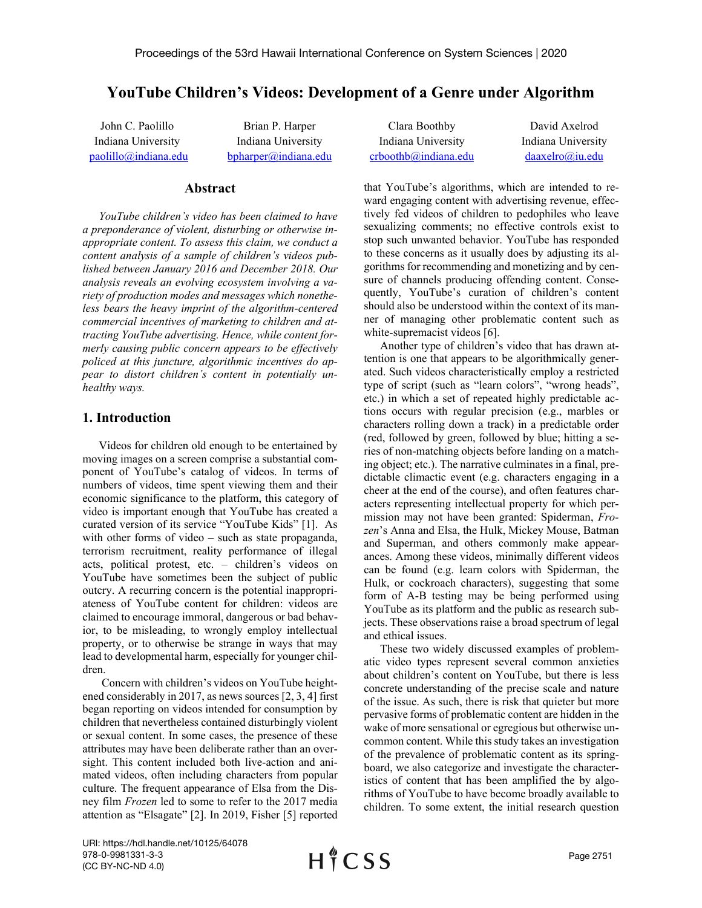# YouTube Children's Videos: Development of a Genre under Algorithm

John C. Paolillo
Indiana University
paolillo@indiana.edu

Brian P. Harper
Indiana University
bpharper@indiana.edu

Clara Boothby
Indiana University
crboothb@indiana.edu

David Axelrod
Indiana University
daaxelro@iu.edu

## Abstract

*YouTube children's video has been claimed to have a preponderance of violent, disturbing or otherwise inappropriate content. To assess this claim, we conduct a content analysis of a sample of children's videos published between January 2016 and December 2018. Our analysis reveals an evolving ecosystem involving a variety of production modes and messages which nonetheless bears the heavy imprint of the algorithm-centered commercial incentives of marketing to children and attracting YouTube advertising. Hence, while content formerly causing public concern appears to be effectively policed at this juncture, algorithmic incentives do appear to distort children's content in potentially unhealthy ways.*

## 1. Introduction

Videos for children old enough to be entertained by moving images on a screen comprise a substantial component of YouTube's catalog of videos. In terms of numbers of videos, time spent viewing them and their economic significance to the platform, this category of video is important enough that YouTube has created a curated version of its service "YouTube Kids" [1]. As with other forms of video – such as state propaganda, terrorism recruitment, reality performance of illegal acts, political protest, etc. – children's videos on YouTube have sometimes been the subject of public outcry. A recurring concern is the potential inappropriateness of YouTube content for children: videos are claimed to encourage immoral, dangerous or bad behavior, to be misleading, to wrongly employ intellectual property, or to otherwise be strange in ways that may lead to developmental harm, especially for younger children.

Concern with children's videos on YouTube heightened considerably in 2017, as news sources [2, 3, 4] first began reporting on videos intended for consumption by children that nevertheless contained disturbingly violent or sexual content. In some cases, the presence of these attributes may have been deliberate rather than an oversight. This content included both live-action and animated videos, often including characters from popular culture. The frequent appearance of Elsa from the Disney film *Frozen* led to some to refer to the 2017 media attention as "Elsagate" [2]. In 2019, Fisher [5] reported that YouTube's algorithms, which are intended to reward engaging content with advertising revenue, effectively fed videos of children to pedophiles who leave sexualizing comments; no effective controls exist to stop such unwanted behavior. YouTube has responded to these concerns as it usually does by adjusting its algorithms for recommending and monetizing and by censure of channels producing offending content. Consequently, YouTube's curation of children's content should also be understood within the context of its manner of managing other problematic content such as white-supremacist videos [6].

Another type of children's video that has drawn attention is one that appears to be algorithmically generated. Such videos characteristically employ a restricted type of script (such as "learn colors", "wrong heads", etc.) in which a set of repeated highly predictable actions occurs with regular precision (e.g., marbles or characters rolling down a track) in a predictable order (red, followed by green, followed by blue; hitting a series of non-matching objects before landing on a matching object; etc.). The narrative culminates in a final, predictable climactic event (e.g. characters engaging in a cheer at the end of the course), and often features characters representing intellectual property for which permission may not have been granted: Spiderman, *Frozen*'s Anna and Elsa, the Hulk, Mickey Mouse, Batman and Superman, and others commonly make appearances. Among these videos, minimally different videos can be found (e.g. learn colors with Spiderman, the Hulk, or cockroach characters), suggesting that some form of A-B testing may be being performed using YouTube as its platform and the public as research subjects. These observations raise a broad spectrum of legal and ethical issues.

These two widely discussed examples of problematic video types represent several common anxieties about children's content on YouTube, but there is less concrete understanding of the precise scale and nature of the issue. As such, there is risk that quieter but more pervasive forms of problematic content are hidden in the wake of more sensational or egregious but otherwise uncommon content. While this study takes an investigation of the prevalence of problematic content as its springboard, we also categorize and investigate the characteristics of content that has been amplified the by algorithms of YouTube to have become broadly available to children. To some extent, the initial research question

URI: https://hdl.handle.net/10125/64078
978-0-9981331-3-3
(CC BY-NC-ND 4.0)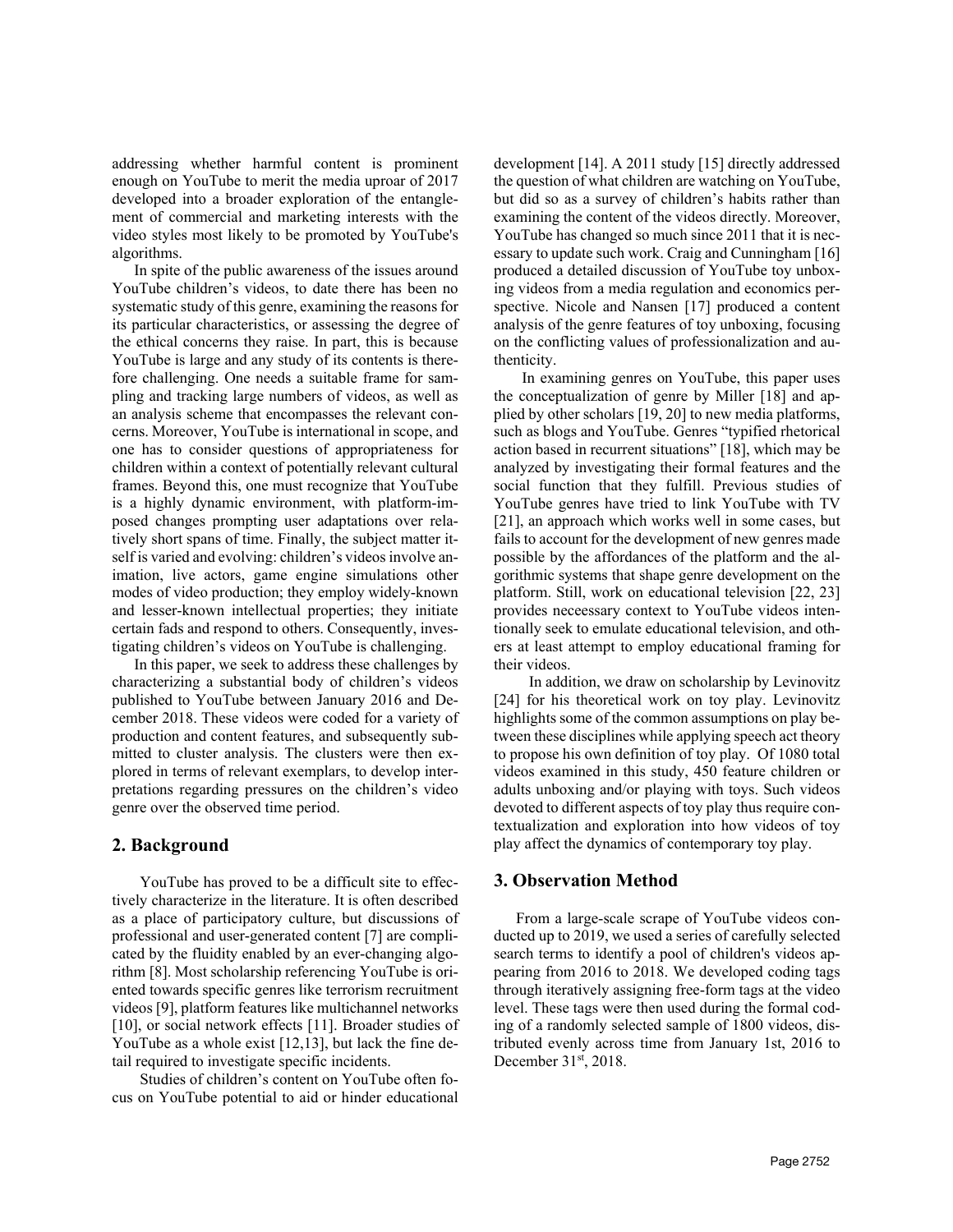addressing whether harmful content is prominent enough on YouTube to merit the media uproar of 2017 developed into a broader exploration of the entanglement of commercial and marketing interests with the video styles most likely to be promoted by YouTube's algorithms.

In spite of the public awareness of the issues around YouTube children's videos, to date there has been no systematic study of this genre, examining the reasons for its particular characteristics, or assessing the degree of the ethical concerns they raise. In part, this is because YouTube is large and any study of its contents is therefore challenging. One needs a suitable frame for sampling and tracking large numbers of videos, as well as an analysis scheme that encompasses the relevant concerns. Moreover, YouTube is international in scope, and one has to consider questions of appropriateness for children within a context of potentially relevant cultural frames. Beyond this, one must recognize that YouTube is a highly dynamic environment, with platform-imposed changes prompting user adaptations over relatively short spans of time. Finally, the subject matter itself is varied and evolving: children's videos involve animation, live actors, game engine simulations other modes of video production; they employ widely-known and lesser-known intellectual properties; they initiate certain fads and respond to others. Consequently, investigating children's videos on YouTube is challenging.

In this paper, we seek to address these challenges by characterizing a substantial body of children's videos published to YouTube between January 2016 and December 2018. These videos were coded for a variety of production and content features, and subsequently submitted to cluster analysis. The clusters were then explored in terms of relevant exemplars, to develop interpretations regarding pressures on the children's video genre over the observed time period.

## 2. Background

YouTube has proved to be a difficult site to effectively characterize in the literature. It is often described as a place of participatory culture, but discussions of professional and user-generated content [7] are complicated by the fluidity enabled by an ever-changing algorithm [8]. Most scholarship referencing YouTube is oriented towards specific genres like terrorism recruitment videos [9], platform features like multichannel networks [10], or social network effects [11]. Broader studies of YouTube as a whole exist [12,13], but lack the fine detail required to investigate specific incidents.

Studies of children's content on YouTube often focus on YouTube potential to aid or hinder educational development [14]. A 2011 study [15] directly addressed the question of what children are watching on YouTube, but did so as a survey of children's habits rather than examining the content of the videos directly. Moreover, YouTube has changed so much since 2011 that it is necessary to update such work. Craig and Cunningham [16] produced a detailed discussion of YouTube toy unboxing videos from a media regulation and economics perspective. Nicole and Nansen [17] produced a content analysis of the genre features of toy unboxing, focusing on the conflicting values of professionalization and authenticity.

In examining genres on YouTube, this paper uses the conceptualization of genre by Miller [18] and applied by other scholars [19, 20] to new media platforms, such as blogs and YouTube. Genres "typified rhetorical action based in recurrent situations" [18], which may be analyzed by investigating their formal features and the social function that they fulfill. Previous studies of YouTube genres have tried to link YouTube with TV [21], an approach which works well in some cases, but fails to account for the development of new genres made possible by the affordances of the platform and the algorithmic systems that shape genre development on the platform. Still, work on educational television [22, 23] provides neceessary context to YouTube videos intentionally seek to emulate educational television, and others at least attempt to employ educational framing for their videos.

In addition, we draw on scholarship by Levinovitz [24] for his theoretical work on toy play. Levinovitz highlights some of the common assumptions on play between these disciplines while applying speech act theory to propose his own definition of toy play. Of 1080 total videos examined in this study, 450 feature children or adults unboxing and/or playing with toys. Such videos devoted to different aspects of toy play thus require contextualization and exploration into how videos of toy play affect the dynamics of contemporary toy play.

## 3. Observation Method

From a large-scale scrape of YouTube videos conducted up to 2019, we used a series of carefully selected search terms to identify a pool of children's videos appearing from 2016 to 2018. We developed coding tags through iteratively assigning free-form tags at the video level. These tags were then used during the formal coding of a randomly selected sample of 1800 videos, distributed evenly across time from January 1st, 2016 to December 31st, 2018.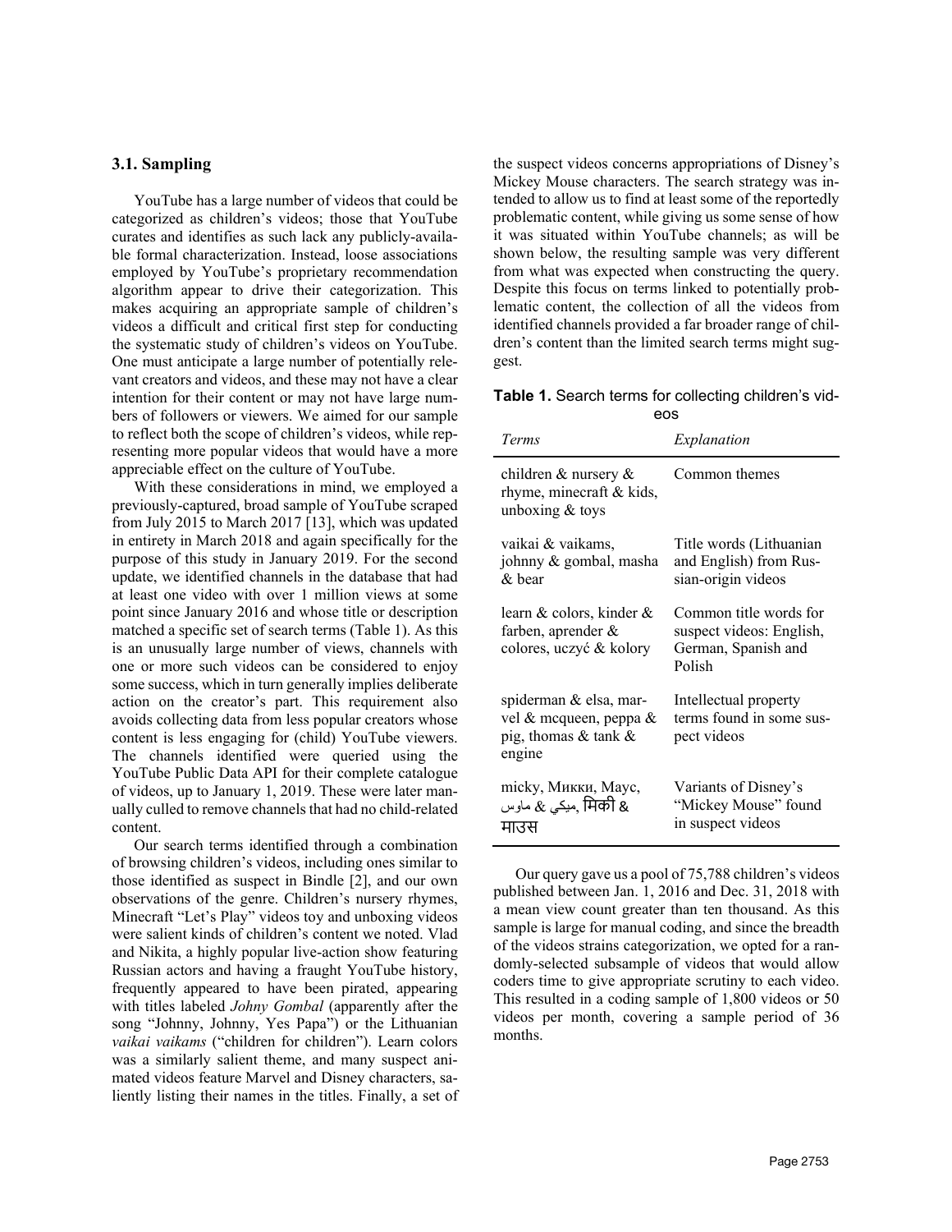### 3.1. Sampling

YouTube has a large number of videos that could be categorized as children's videos; those that YouTube curates and identifies as such lack any publicly-available formal characterization. Instead, loose associations employed by YouTube's proprietary recommendation algorithm appear to drive their categorization. This makes acquiring an appropriate sample of children's videos a difficult and critical first step for conducting the systematic study of children's videos on YouTube. One must anticipate a large number of potentially relevant creators and videos, and these may not have a clear intention for their content or may not have large numbers of followers or viewers. We aimed for our sample to reflect both the scope of children's videos, while representing more popular videos that would have a more appreciable effect on the culture of YouTube.

With these considerations in mind, we employed a previously-captured, broad sample of YouTube scraped from July 2015 to March 2017 [13], which was updated in entirety in March 2018 and again specifically for the purpose of this study in January 2019. For the second update, we identified channels in the database that had at least one video with over 1 million views at some point since January 2016 and whose title or description matched a specific set of search terms (Table 1). As this is an unusually large number of views, channels with one or more such videos can be considered to enjoy some success, which in turn generally implies deliberate action on the creator's part. This requirement also avoids collecting data from less popular creators whose content is less engaging for (child) YouTube viewers. The channels identified were queried using the YouTube Public Data API for their complete catalogue of videos, up to January 1, 2019. These were later manually culled to remove channels that had no child-related content.

Our search terms identified through a combination of browsing children's videos, including ones similar to those identified as suspect in Bindle [2], and our own observations of the genre. Children's nursery rhymes, Minecraft "Let's Play" videos toy and unboxing videos were salient kinds of children's content we noted. Vlad and Nikita, a highly popular live-action show featuring Russian actors and having a fraught YouTube history, frequently appeared to have been pirated, appearing with titles labeled *Johny Gombal* (apparently after the song "Johnny, Johnny, Yes Papa") or the Lithuanian *vaikai vaikams* ("children for children"). Learn colors was a similarly salient theme, and many suspect animated videos feature Marvel and Disney characters, saliently listing their names in the titles. Finally, a set of the suspect videos concerns appropriations of Disney's Mickey Mouse characters. The search strategy was intended to allow us to find at least some of the reportedly problematic content, while giving us some sense of how it was situated within YouTube channels; as will be shown below, the resulting sample was very different from what was expected when constructing the query. Despite this focus on terms linked to potentially problematic content, the collection of all the videos from identified channels provided a far broader range of children's content than the limited search terms might suggest.

**Table 1.** Search terms for collecting children's videos

| *Terms* | *Explanation* |
|---|---|
| children & nursery & rhyme, minecraft & kids, unboxing & toys | Common themes |
| vaikai & vaikams, johnny & gombal, masha & bear | Title words (Lithuanian and English) from Russian-origin videos |
| learn & colors, kinder & farben, aprender & colores, uczyć & kolory | Common title words for suspect videos: English, German, Spanish and Polish |
| spiderman & elsa, marvel & mcqueen, peppa & pig, thomas & tank & engine | Intellectual property terms found in some suspect videos |
| micky, Микки, Маус, ميكي & ماوس, मिकी & माउस | Variants of Disney's "Mickey Mouse" found in suspect videos |

Our query gave us a pool of 75,788 children's videos published between Jan. 1, 2016 and Dec. 31, 2018 with a mean view count greater than ten thousand. As this sample is large for manual coding, and since the breadth of the videos strains categorization, we opted for a randomly-selected subsample of videos that would allow coders time to give appropriate scrutiny to each video. This resulted in a coding sample of 1,800 videos or 50 videos per month, covering a sample period of 36 months.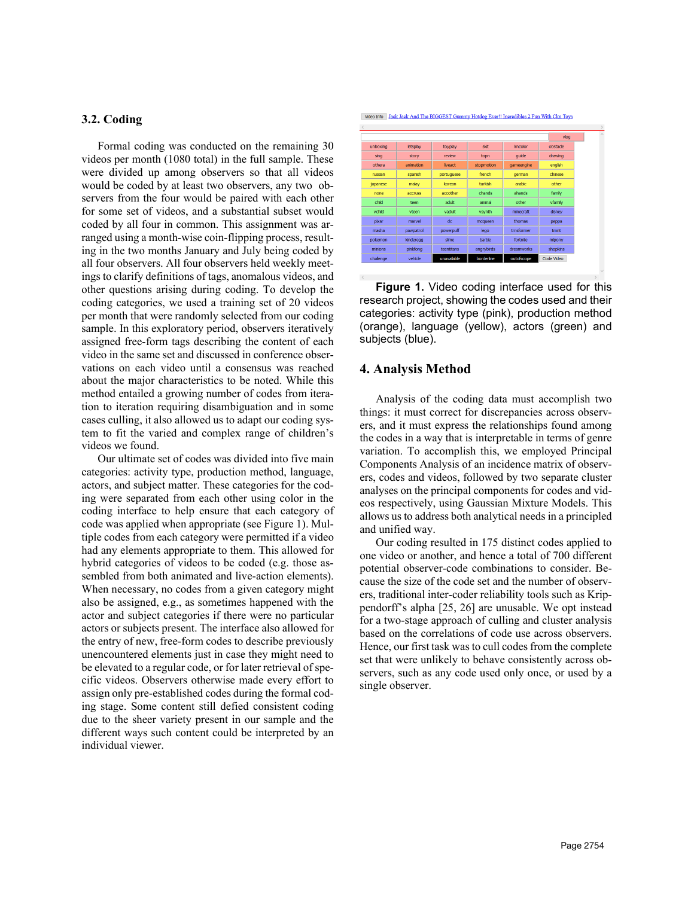### 3.2. Coding

Formal coding was conducted on the remaining 30 videos per month (1080 total) in the full sample. These were divided up among observers so that all videos would be coded by at least two observers, any two observers from the four would be paired with each other for some set of videos, and a substantial subset would coded by all four in common. This assignment was arranged using a month-wise coin-flipping process, resulting in the two months January and July being coded by all four observers. All four observers held weekly meetings to clarify definitions of tags, anomalous videos, and other questions arising during coding. To develop the coding categories, we used a training set of 20 videos per month that were randomly selected from our coding sample. In this exploratory period, observers iteratively assigned free-form tags describing the content of each video in the same set and discussed in conference observations on each video until a consensus was reached about the major characteristics to be noted. While this method entailed a growing number of codes from iteration to iteration requiring disambiguation and in some cases culling, it also allowed us to adapt our coding system to fit the varied and complex range of children's videos we found.

Our ultimate set of codes was divided into five main categories: activity type, production method, language, actors, and subject matter. These categories for the coding were separated from each other using color in the coding interface to help ensure that each category of code was applied when appropriate (see Figure 1). Multiple codes from each category were permitted if a video had any elements appropriate to them. This allowed for hybrid categories of videos to be coded (e.g. those assembled from both animated and live-action elements). When necessary, no codes from a given category might also be assigned, e.g., as sometimes happened with the actor and subject categories if there were no particular actors or subjects present. The interface also allowed for the entry of new, free-form codes to describe previously unencountered elements just in case they might need to be elevated to a regular code, or for later retrieval of specific videos. Observers otherwise made every effort to assign only pre-established codes during the formal coding stage. Some content still defied consistent coding due to the sheer variety present in our sample and the different ways such content could be interpreted by an individual viewer.

Video Info: Jack Jack And The BIGGEST Gummy Hotdog Ever!! Incredibles 2 Fun With Ckn Toys

| | | | | | vlog |
|---|---|---|---|---|---|
| unboxing | letsplay | toyplay | skit | lrncolor | obstacle |
| sing | story | review | topn | guide | drawing |
| othera | animation | liveact | stopmotion | gameengine | english |
| russian | spanish | portuguese | french | german | chinese |
| japanese | malay | korean | turkish | arabic | other |
| none | accruss | accother | chands | ahands | family |
| child | teen | adult | animal | other | vfamily |
| vchild | vteen | vadult | vsynth | minecraft | disney |
| pixar | marvel | dc | mcqueen | thomas | peppa |
| masha | pawpatrol | powerpuff | lego | trnsformer | tmnt |
| pokemon | kinderegg | slime | barbie | fortnite | mlpony |
| minions | pinkfong | teentitans | angrybirds | dreamworks | shopkins |
| challenge | vehicle | unavailable | borderline | outofscope | Code Video |

**Figure 1.** Video coding interface used for this research project, showing the codes used and their categories: activity type (pink), production method (orange), language (yellow), actors (green) and subjects (blue).

## 4. Analysis Method

Analysis of the coding data must accomplish two things: it must correct for discrepancies across observers, and it must express the relationships found among the codes in a way that is interpretable in terms of genre variation. To accomplish this, we employed Principal Components Analysis of an incidence matrix of observers, codes and videos, followed by two separate cluster analyses on the principal components for codes and videos respectively, using Gaussian Mixture Models. This allows us to address both analytical needs in a principled and unified way.

Our coding resulted in 175 distinct codes applied to one video or another, and hence a total of 700 different potential observer-code combinations to consider. Because the size of the code set and the number of observers, traditional inter-coder reliability tools such as Krippendorff's alpha [25, 26] are unusable. We opt instead for a two-stage approach of culling and cluster analysis based on the correlations of code use across observers. Hence, our first task was to cull codes from the complete set that were unlikely to behave consistently across observers, such as any code used only once, or used by a single observer.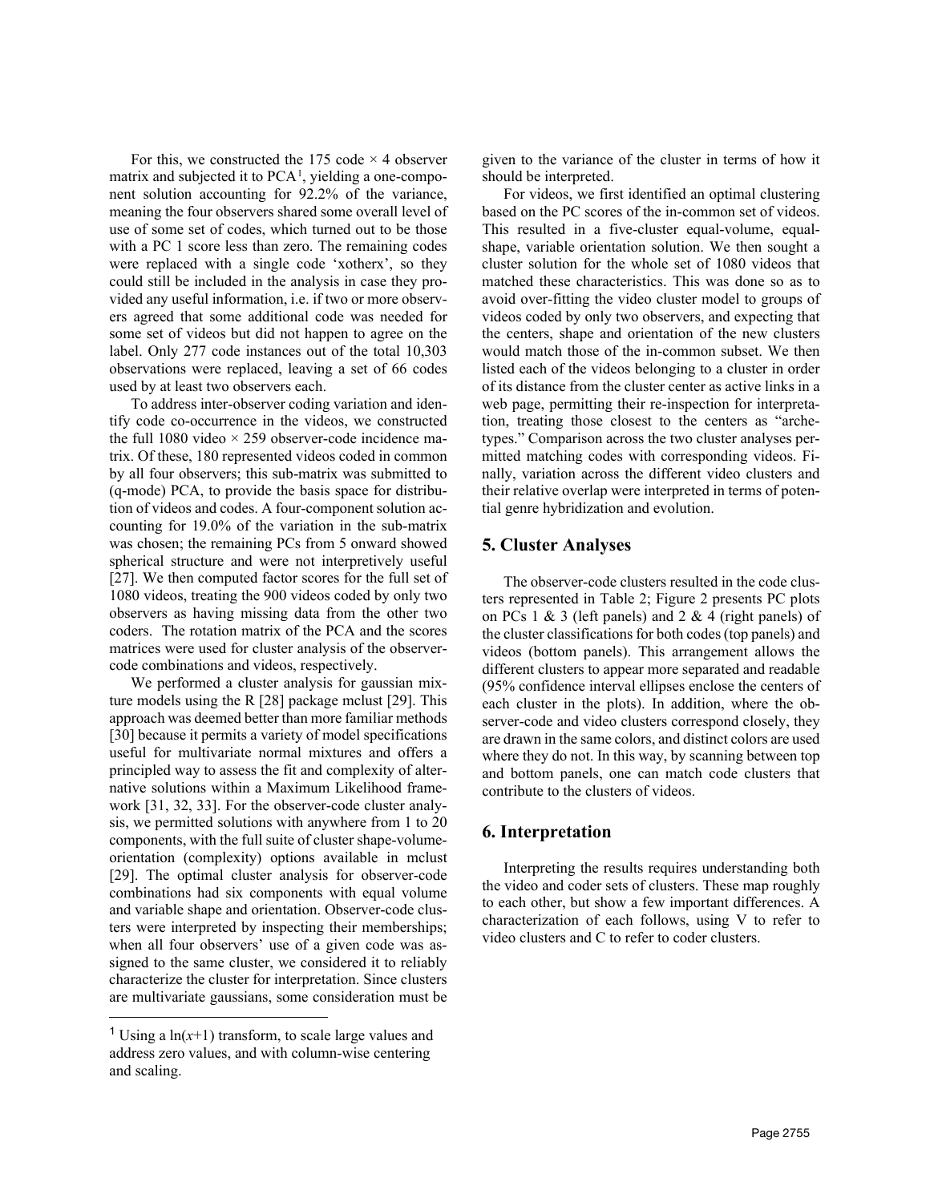For this, we constructed the 175 code × 4 observer matrix and subjected it to PCA[1], yielding a one-component solution accounting for 92.2% of the variance, meaning the four observers shared some overall level of use of some set of codes, which turned out to be those with a PC 1 score less than zero. The remaining codes were replaced with a single code 'xotherx', so they could still be included in the analysis in case they provided any useful information, i.e. if two or more observers agreed that some additional code was needed for some set of videos but did not happen to agree on the label. Only 277 code instances out of the total 10,303 observations were replaced, leaving a set of 66 codes used by at least two observers each.

To address inter-observer coding variation and identify code co-occurrence in the videos, we constructed the full 1080 video × 259 observer-code incidence matrix. Of these, 180 represented videos coded in common by all four observers; this sub-matrix was submitted to (q-mode) PCA, to provide the basis space for distribution of videos and codes. A four-component solution accounting for 19.0% of the variation in the sub-matrix was chosen; the remaining PCs from 5 onward showed spherical structure and were not interpretively useful [27]. We then computed factor scores for the full set of 1080 videos, treating the 900 videos coded by only two observers as having missing data from the other two coders. The rotation matrix of the PCA and the scores matrices were used for cluster analysis of the observer-code combinations and videos, respectively.

We performed a cluster analysis for gaussian mixture models using the R [28] package mclust [29]. This approach was deemed better than more familiar methods [30] because it permits a variety of model specifications useful for multivariate normal mixtures and offers a principled way to assess the fit and complexity of alternative solutions within a Maximum Likelihood framework [31, 32, 33]. For the observer-code cluster analysis, we permitted solutions with anywhere from 1 to 20 components, with the full suite of cluster shape-volume-orientation (complexity) options available in mclust [29]. The optimal cluster analysis for observer-code combinations had six components with equal volume and variable shape and orientation. Observer-code clusters were interpreted by inspecting their memberships; when all four observers' use of a given code was assigned to the same cluster, we considered it to reliably characterize the cluster for interpretation. Since clusters are multivariate gaussians, some consideration must be given to the variance of the cluster in terms of how it should be interpreted.

For videos, we first identified an optimal clustering based on the PC scores of the in-common set of videos. This resulted in a five-cluster equal-volume, equal-shape, variable orientation solution. We then sought a cluster solution for the whole set of 1080 videos that matched these characteristics. This was done so as to avoid over-fitting the video cluster model to groups of videos coded by only two observers, and expecting that the centers, shape and orientation of the new clusters would match those of the in-common subset. We then listed each of the videos belonging to a cluster in order of its distance from the cluster center as active links in a web page, permitting their re-inspection for interpretation, treating those closest to the centers as "archetypes." Comparison across the two cluster analyses permitted matching codes with corresponding videos. Finally, variation across the different video clusters and their relative overlap were interpreted in terms of potential genre hybridization and evolution.

## 5. Cluster Analyses

The observer-code clusters resulted in the code clusters represented in Table 2; Figure 2 presents PC plots on PCs 1 & 3 (left panels) and 2 & 4 (right panels) of the cluster classifications for both codes (top panels) and videos (bottom panels). This arrangement allows the different clusters to appear more separated and readable (95% confidence interval ellipses enclose the centers of each cluster in the plots). In addition, where the observer-code and video clusters correspond closely, they are drawn in the same colors, and distinct colors are used where they do not. In this way, by scanning between top and bottom panels, one can match code clusters that contribute to the clusters of videos.

## 6. Interpretation

Interpreting the results requires understanding both the video and coder sets of clusters. These map roughly to each other, but show a few important differences. A characterization of each follows, using V to refer to video clusters and C to refer to coder clusters.

---

[1] Using a $\ln(x+1)$ transform, to scale large values and address zero values, and with column-wise centering and scaling.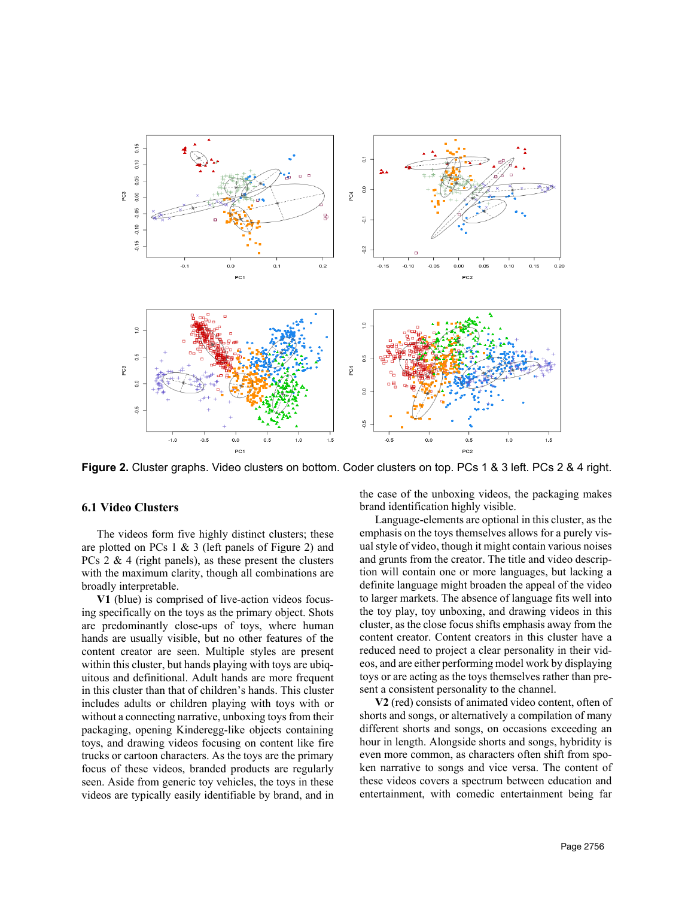**Figure 2.** Cluster graphs. Video clusters on bottom. Coder clusters on top. PCs 1 & 3 left. PCs 2 & 4 right.

### 6.1 Video Clusters

The videos form five highly distinct clusters; these are plotted on PCs 1 & 3 (left panels of Figure 2) and PCs 2 & 4 (right panels), as these present the clusters with the maximum clarity, though all combinations are broadly interpretable.

**V1** (blue) is comprised of live-action videos focusing specifically on the toys as the primary object. Shots are predominantly close-ups of toys, where human hands are usually visible, but no other features of the content creator are seen. Multiple styles are present within this cluster, but hands playing with toys are ubiquitous and definitional. Adult hands are more frequent in this cluster than that of children's hands. This cluster includes adults or children playing with toys with or without a connecting narrative, unboxing toys from their packaging, opening Kinderegg-like objects containing toys, and drawing videos focusing on content like fire trucks or cartoon characters. As the toys are the primary focus of these videos, branded products are regularly seen. Aside from generic toy vehicles, the toys in these videos are typically easily identifiable by brand, and in the case of the unboxing videos, the packaging makes brand identification highly visible.

Language-elements are optional in this cluster, as the emphasis on the toys themselves allows for a purely visual style of video, though it might contain various noises and grunts from the creator. The title and video description will contain one or more languages, but lacking a definite language might broaden the appeal of the video to larger markets. The absence of language fits well into the toy play, toy unboxing, and drawing videos in this cluster, as the close focus shifts emphasis away from the content creator. Content creators in this cluster have a reduced need to project a clear personality in their videos, and are either performing model work by displaying toys or are acting as the toys themselves rather than present a consistent personality to the channel.

**V2** (red) consists of animated video content, often of shorts and songs, or alternatively a compilation of many different shorts and songs, on occasions exceeding an hour in length. Alongside shorts and songs, hybridity is even more common, as characters often shift from spoken narrative to songs and vice versa. The content of these videos covers a spectrum between education and entertainment, with comedic entertainment being far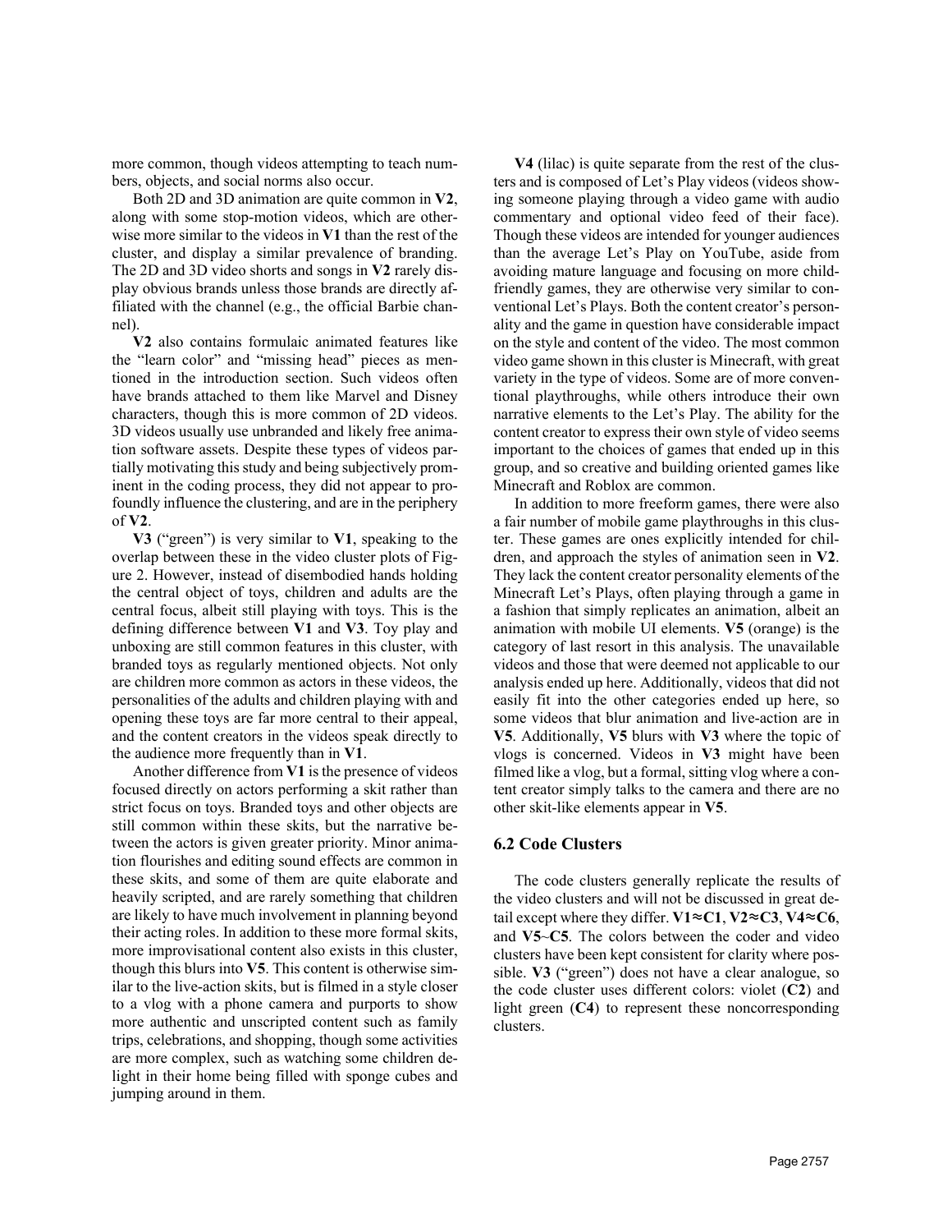more common, though videos attempting to teach numbers, objects, and social norms also occur.

Both 2D and 3D animation are quite common in **V2**, along with some stop-motion videos, which are otherwise more similar to the videos in **V1** than the rest of the cluster, and display a similar prevalence of branding. The 2D and 3D video shorts and songs in **V2** rarely display obvious brands unless those brands are directly affiliated with the channel (e.g., the official Barbie channel).

**V2** also contains formulaic animated features like the "learn color" and "missing head" pieces as mentioned in the introduction section. Such videos often have brands attached to them like Marvel and Disney characters, though this is more common of 2D videos. 3D videos usually use unbranded and likely free animation software assets. Despite these types of videos partially motivating this study and being subjectively prominent in the coding process, they did not appear to profoundly influence the clustering, and are in the periphery of **V2**.

**V3** ("green") is very similar to **V1**, speaking to the overlap between these in the video cluster plots of Figure 2. However, instead of disembodied hands holding the central object of toys, children and adults are the central focus, albeit still playing with toys. This is the defining difference between **V1** and **V3**. Toy play and unboxing are still common features in this cluster, with branded toys as regularly mentioned objects. Not only are children more common as actors in these videos, the personalities of the adults and children playing with and opening these toys are far more central to their appeal, and the content creators in the videos speak directly to the audience more frequently than in **V1**.

Another difference from **V1** is the presence of videos focused directly on actors performing a skit rather than strict focus on toys. Branded toys and other objects are still common within these skits, but the narrative between the actors is given greater priority. Minor animation flourishes and editing sound effects are common in these skits, and some of them are quite elaborate and heavily scripted, and are rarely something that children are likely to have much involvement in planning beyond their acting roles. In addition to these more formal skits, more improvisational content also exists in this cluster, though this blurs into **V5**. This content is otherwise similar to the live-action skits, but is filmed in a style closer to a vlog with a phone camera and purports to show more authentic and unscripted content such as family trips, celebrations, and shopping, though some activities are more complex, such as watching some children delight in their home being filled with sponge cubes and jumping around in them.

**V4** (lilac) is quite separate from the rest of the clusters and is composed of Let's Play videos (videos showing someone playing through a video game with audio commentary and optional video feed of their face). Though these videos are intended for younger audiences than the average Let's Play on YouTube, aside from avoiding mature language and focusing on more child-friendly games, they are otherwise very similar to conventional Let's Plays. Both the content creator's personality and the game in question have considerable impact on the style and content of the video. The most common video game shown in this cluster is Minecraft, with great variety in the type of videos. Some are of more conventional playthroughs, while others introduce their own narrative elements to the Let's Play. The ability for the content creator to express their own style of video seems important to the choices of games that ended up in this group, and so creative and building oriented games like Minecraft and Roblox are common.

In addition to more freeform games, there were also a fair number of mobile game playthroughs in this cluster. These games are ones explicitly intended for children, and approach the styles of animation seen in **V2**. They lack the content creator personality elements of the Minecraft Let's Plays, often playing through a game in a fashion that simply replicates an animation, albeit an animation with mobile UI elements. **V5** (orange) is the category of last resort in this analysis. The unavailable videos and those that were deemed not applicable to our analysis ended up here. Additionally, videos that did not easily fit into the other categories ended up here, so some videos that blur animation and live-action are in **V5**. Additionally, **V5** blurs with **V3** where the topic of vlogs is concerned. Videos in **V3** might have been filmed like a vlog, but a formal, sitting vlog where a content creator simply talks to the camera and there are no other skit-like elements appear in **V5**.

### 6.2 Code Clusters

The code clusters generally replicate the results of the video clusters and will not be discussed in great detail except where they differ. **V1≈C1**, **V2≈C3**, **V4≈C6**, and **V5~C5**. The colors between the coder and video clusters have been kept consistent for clarity where possible. **V3** ("green") does not have a clear analogue, so the code cluster uses different colors: violet (**C2**) and light green (**C4**) to represent these noncorresponding clusters.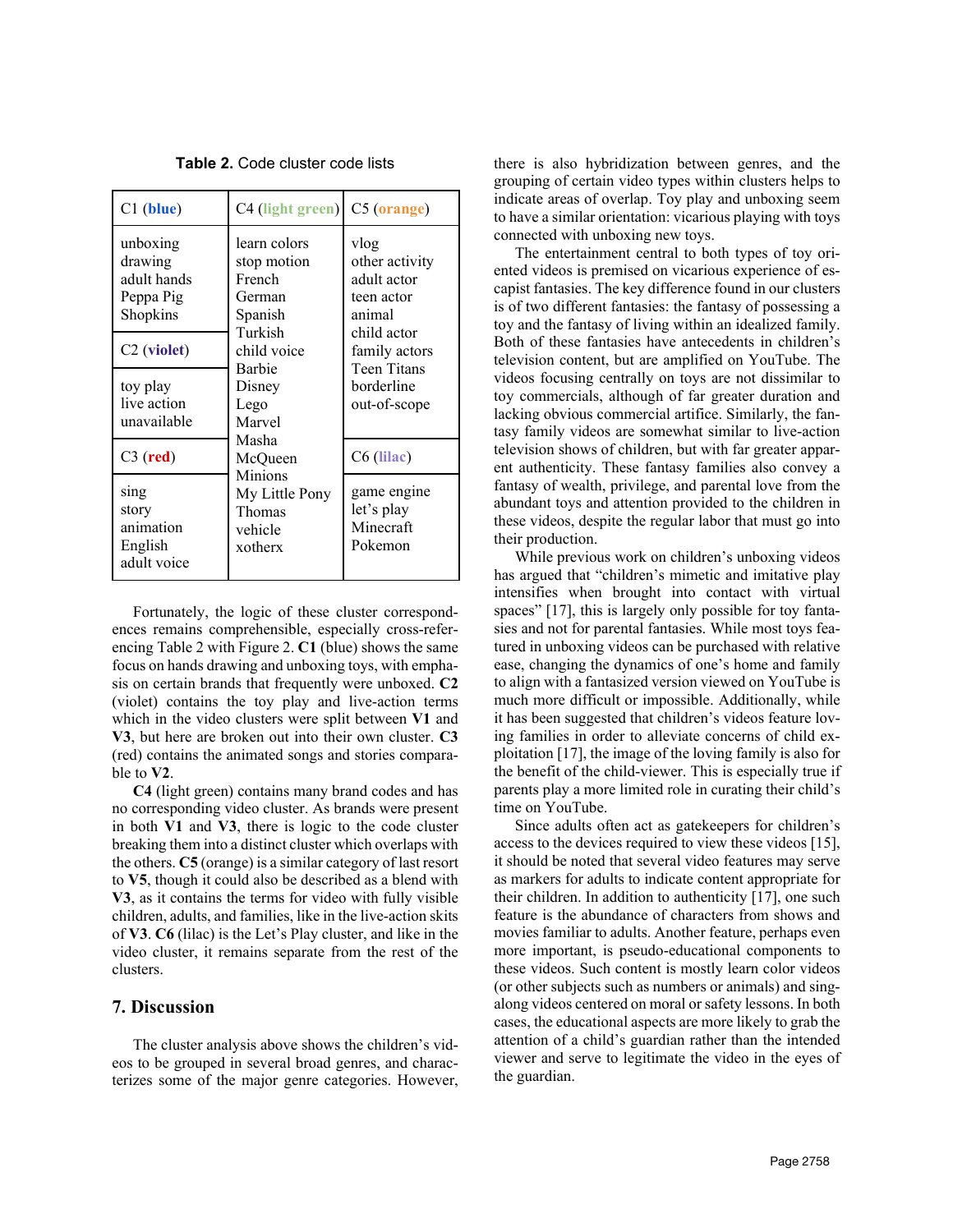**Table 2.** Code cluster code lists

| C1 (**blue**) | C4 (**light green**) | C5 (**orange**) |
|---|---|---|
| unboxing<br>drawing<br>adult hands<br>Peppa Pig<br>Shopkins | learn colors<br>stop motion<br>French<br>German<br>Spanish<br>Turkish<br>child voice<br>Barbie<br>Disney<br>Lego<br>Marvel<br>Masha<br>McQueen<br>Minions<br>My Little Pony<br>Thomas<br>vehicle<br>xotherx | vlog<br>other activity<br>adult actor<br>teen actor<br>animal<br>child actor<br>family actors<br>Teen Titans<br>borderline<br>out-of-scope |
| C2 (**violet**) | | C6 (**lilac**) |
| toy play<br>live action<br>unavailable | | game engine<br>let's play<br>Minecraft<br>Pokemon |
| C3 (**red**) | | |
| sing<br>story<br>animation<br>English<br>adult voice | | |

Fortunately, the logic of these cluster correspondences remains comprehensible, especially cross-referencing Table 2 with Figure 2. **C1** (blue) shows the same focus on hands drawing and unboxing toys, with emphasis on certain brands that frequently were unboxed. **C2** (violet) contains the toy play and live-action terms which in the video clusters were split between **V1** and **V3**, but here are broken out into their own cluster. **C3** (red) contains the animated songs and stories comparable to **V2**.

**C4** (light green) contains many brand codes and has no corresponding video cluster. As brands were present in both **V1** and **V3**, there is logic to the code cluster breaking them into a distinct cluster which overlaps with the others. **C5** (orange) is a similar category of last resort to **V5**, though it could also be described as a blend with **V3**, as it contains the terms for video with fully visible children, adults, and families, like in the live-action skits of **V3**. **C6** (lilac) is the Let's Play cluster, and like in the video cluster, it remains separate from the rest of the clusters.

## 7. Discussion

The cluster analysis above shows the children's videos to be grouped in several broad genres, and characterizes some of the major genre categories. However, there is also hybridization between genres, and the grouping of certain video types within clusters helps to indicate areas of overlap. Toy play and unboxing seem to have a similar orientation: vicarious playing with toys connected with unboxing new toys.

The entertainment central to both types of toy oriented videos is premised on vicarious experience of escapist fantasies. The key difference found in our clusters is of two different fantasies: the fantasy of possessing a toy and the fantasy of living within an idealized family. Both of these fantasies have antecedents in children's television content, but are amplified on YouTube. The videos focusing centrally on toys are not dissimilar to toy commercials, although of far greater duration and lacking obvious commercial artifice. Similarly, the fantasy family videos are somewhat similar to live-action television shows of children, but with far greater apparent authenticity. These fantasy families also convey a fantasy of wealth, privilege, and parental love from the abundant toys and attention provided to the children in these videos, despite the regular labor that must go into their production.

While previous work on children's unboxing videos has argued that "children's mimetic and imitative play intensifies when brought into contact with virtual spaces" [17], this is largely only possible for toy fantasies and not for parental fantasies. While most toys featured in unboxing videos can be purchased with relative ease, changing the dynamics of one's home and family to align with a fantasized version viewed on YouTube is much more difficult or impossible. Additionally, while it has been suggested that children's videos feature loving families in order to alleviate concerns of child exploitation [17], the image of the loving family is also for the benefit of the child-viewer. This is especially true if parents play a more limited role in curating their child's time on YouTube.

Since adults often act as gatekeepers for children's access to the devices required to view these videos [15], it should be noted that several video features may serve as markers for adults to indicate content appropriate for their children. In addition to authenticity [17], one such feature is the abundance of characters from shows and movies familiar to adults. Another feature, perhaps even more important, is pseudo-educational components to these videos. Such content is mostly learn color videos (or other subjects such as numbers or animals) and sing-along videos centered on moral or safety lessons. In both cases, the educational aspects are more likely to grab the attention of a child's guardian rather than the intended viewer and serve to legitimate the video in the eyes of the guardian.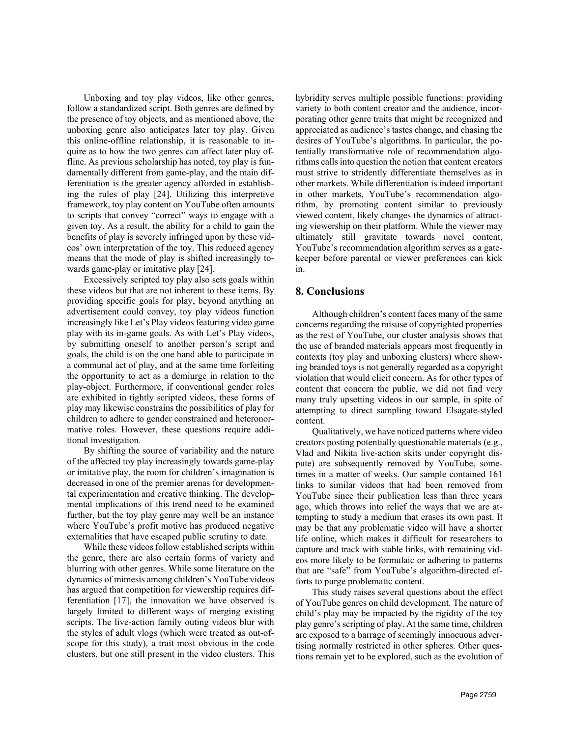Unboxing and toy play videos, like other genres, follow a standardized script. Both genres are defined by the presence of toy objects, and as mentioned above, the unboxing genre also anticipates later toy play. Given this online-offline relationship, it is reasonable to inquire as to how the two genres can affect later play offline. As previous scholarship has noted, toy play is fundamentally different from game-play, and the main differentiation is the greater agency afforded in establishing the rules of play [24]. Utilizing this interpretive framework, toy play content on YouTube often amounts to scripts that convey "correct" ways to engage with a given toy. As a result, the ability for a child to gain the benefits of play is severely infringed upon by these videos' own interpretation of the toy. This reduced agency means that the mode of play is shifted increasingly towards game-play or imitative play [24].

Excessively scripted toy play also sets goals within these videos but that are not inherent to these items. By providing specific goals for play, beyond anything an advertisement could convey, toy play videos function increasingly like Let's Play videos featuring video game play with its in-game goals. As with Let's Play videos, by submitting oneself to another person's script and goals, the child is on the one hand able to participate in a communal act of play, and at the same time forfeiting the opportunity to act as a demiurge in relation to the play-object. Furthermore, if conventional gender roles are exhibited in tightly scripted videos, these forms of play may likewise constrains the possibilities of play for children to adhere to gender constrained and heteronormative roles. However, these questions require additional investigation.

By shifting the source of variability and the nature of the affected toy play increasingly towards game-play or imitative play, the room for children's imagination is decreased in one of the premier arenas for developmental experimentation and creative thinking. The developmental implications of this trend need to be examined further, but the toy play genre may well be an instance where YouTube's profit motive has produced negative externalities that have escaped public scrutiny to date.

While these videos follow established scripts within the genre, there are also certain forms of variety and blurring with other genres. While some literature on the dynamics of mimesis among children's YouTube videos has argued that competition for viewership requires differentiation [17], the innovation we have observed is largely limited to different ways of merging existing scripts. The live-action family outing videos blur with the styles of adult vlogs (which were treated as out-of-scope for this study), a trait most obvious in the code clusters, but one still present in the video clusters. This hybridity serves multiple possible functions: providing variety to both content creator and the audience, incorporating other genre traits that might be recognized and appreciated as audience's tastes change, and chasing the desires of YouTube's algorithms. In particular, the potentially transformative role of recommendation algorithms calls into question the notion that content creators must strive to stridently differentiate themselves as in other markets. While differentiation is indeed important in other markets, YouTube's recommendation algorithm, by promoting content similar to previously viewed content, likely changes the dynamics of attracting viewership on their platform. While the viewer may ultimately still gravitate towards novel content, YouTube's recommendation algorithm serves as a gatekeeper before parental or viewer preferences can kick in.

## 8. Conclusions

Although children's content faces many of the same concerns regarding the misuse of copyrighted properties as the rest of YouTube, our cluster analysis shows that the use of branded materials appears most frequently in contexts (toy play and unboxing clusters) where showing branded toys is not generally regarded as a copyright violation that would elicit concern. As for other types of content that concern the public, we did not find very many truly upsetting videos in our sample, in spite of attempting to direct sampling toward Elsagate-styled content.

Qualitatively, we have noticed patterns where video creators posting potentially questionable materials (e.g., Vlad and Nikita live-action skits under copyright dispute) are subsequently removed by YouTube, sometimes in a matter of weeks. Our sample contained 161 links to similar videos that had been removed from YouTube since their publication less than three years ago, which throws into relief the ways that we are attempting to study a medium that erases its own past. It may be that any problematic video will have a shorter life online, which makes it difficult for researchers to capture and track with stable links, with remaining videos more likely to be formulaic or adhering to patterns that are "safe" from YouTube's algorithm-directed efforts to purge problematic content.

This study raises several questions about the effect of YouTube genres on child development. The nature of child's play may be impacted by the rigidity of the toy play genre's scripting of play. At the same time, children are exposed to a barrage of seemingly innocuous advertising normally restricted in other spheres. Other questions remain yet to be explored, such as the evolution of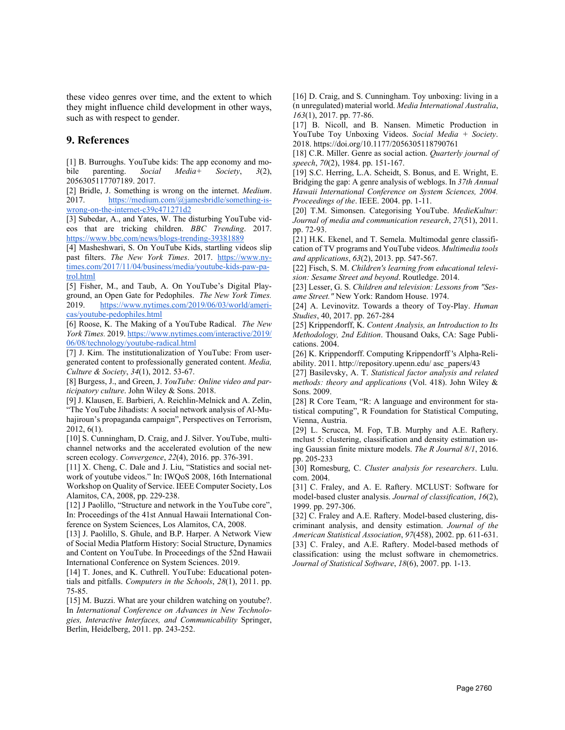these video genres over time, and the extent to which they might influence child development in other ways, such as with respect to gender.

## 9. References

[1] B. Burroughs. YouTube kids: The app economy and mobile parenting. *Social Media+ Society*, *3*(2), 2056305117707189. 2017.

[2] Bridle, J. Something is wrong on the internet. *Medium*. 2017. https://medium.com/@jamesbridle/something-is-wrong-on-the-internet-c39c471271d2

[3] Subedar, A., and Yates, W. The disturbing YouTube videos that are tricking children. *BBC Trending*. 2017. https://www.bbc.com/news/blogs-trending-39381889

[4] Masheshwari, S. On YouTube Kids, startling videos slip past filters. *The New York Times*. 2017. https://www.nytimes.com/2017/11/04/business/media/youtube-kids-paw-patrol.html

[5] Fisher, M., and Taub, A. On YouTube's Digital Playground, an Open Gate for Pedophiles. *The New York Times.* 2019. https://www.nytimes.com/2019/06/03/world/americas/youtube-pedophiles.html

[6] Roose, K. The Making of a YouTube Radical. *The New York Times.* 2019. https://www.nytimes.com/interactive/2019/06/08/technology/youtube-radical.html

[7] J. Kim. The institutionalization of YouTube: From user-generated content to professionally generated content. *Media, Culture & Society*, *34*(1), 2012. 53-67.

[8] Burgess, J., and Green, J. *YouTube: Online video and participatory culture*. John Wiley & Sons. 2018.

[9] J. Klausen, E. Barbieri, A. Reichlin-Melnick and A. Zelin, "The YouTube Jihadists: A social network analysis of Al-Muhajiroun's propaganda campaign", Perspectives on Terrorism, 2012, 6(1).

[10] S. Cunningham, D. Craig, and J. Silver. YouTube, multichannel networks and the accelerated evolution of the new screen ecology. *Convergence*, *22*(4), 2016. pp. 376-391.

[11] X. Cheng, C. Dale and J. Liu, "Statistics and social network of youtube videos." In: IWQoS 2008, 16th International Workshop on Quality of Service. IEEE Computer Society, Los Alamitos, CA, 2008, pp. 229-238.

[12] J Paolillo, "Structure and network in the YouTube core", In: Proceedings of the 41st Annual Hawaii International Conference on System Sciences, Los Alamitos, CA, 2008.

[13] J. Paolillo, S. Ghule, and B.P. Harper. A Network View of Social Media Platform History: Social Structure, Dynamics and Content on YouTube. In Proceedings of the 52nd Hawaii International Conference on System Sciences. 2019.

[14] T. Jones, and K. Cuthrell. YouTube: Educational potentials and pitfalls. *Computers in the Schools*, *28*(1), 2011. pp. 75-85.

[15] M. Buzzi. What are your children watching on youtube?. In *International Conference on Advances in New Technologies, Interactive Interfaces, and Communicability* Springer, Berlin, Heidelberg, 2011. pp. 243-252.

[16] D. Craig, and S. Cunningham. Toy unboxing: living in a (n unregulated) material world. *Media International Australia*, *163*(1), 2017. pp. 77-86.

[17] B. Nicoll, and B. Nansen. Mimetic Production in YouTube Toy Unboxing Videos. *Social Media + Society*. 2018. https://doi.org/10.1177/2056305118790761

[18] C.R. Miller. Genre as social action. *Quarterly journal of speech*, *70*(2), 1984. pp. 151-167.

[19] S.C. Herring, L.A. Scheidt, S. Bonus, and E. Wright, E. Bridging the gap: A genre analysis of weblogs. In *37th Annual Hawaii International Conference on System Sciences, 2004. Proceedings of the*. IEEE. 2004. pp. 1-11.

[20] T.M. Simonsen. Categorising YouTube. *MedieKultur: Journal of media and communication research*, *27*(51), 2011. pp. 72-93.

[21] H.K. Ekenel, and T. Semela. Multimodal genre classification of TV programs and YouTube videos. *Multimedia tools and applications*, *63*(2), 2013. pp. 547-567.

[22] Fisch, S. M. *Children's learning from educational television: Sesame Street and beyond*. Routledge. 2014.

[23] Lesser, G. S. *Children and television: Lessons from "Sesame Street."* New York: Random House. 1974.

[24] A. Levinovitz. Towards a theory of Toy-Play. *Human Studies*, 40, 2017. pp. 267-284

[25] Krippendorff, K. *Content Analysis, an Introduction to Its Methodology, 2nd Edition*. Thousand Oaks, CA: Sage Publications. 2004.

[26] K. Krippendorff. Computing Krippendorff 's Alpha-Reliability. 2011. http://repository.upenn.edu/ asc_papers/43

[27] Basilevsky, A. T. *Statistical factor analysis and related methods: theory and applications* (Vol. 418). John Wiley & Sons. 2009.

[28] R Core Team, "R: A language and environment for statistical computing", R Foundation for Statistical Computing, Vienna, Austria.

[29] L. Scrucca, M. Fop, T.B. Murphy and A.E. Raftery. mclust 5: clustering, classification and density estimation using Gaussian finite mixture models. *The R Journal 8/1*, 2016. pp. 205-233

[30] Romesburg, C. *Cluster analysis for researchers*. Lulu.com. 2004.

[31] C. Fraley, and A. E. Raftery. MCLUST: Software for model-based cluster analysis. *Journal of classification*, *16*(2), 1999. pp. 297-306.

[32] C. Fraley and A.E. Raftery. Model-based clustering, discriminant analysis, and density estimation. *Journal of the American Statistical Association*, *97*(458), 2002. pp. 611-631.

[33] C. Fraley, and A.E. Raftery. Model-based methods of classification: using the mclust software in chemometrics. *Journal of Statistical Software*, *18*(6), 2007. pp. 1-13.